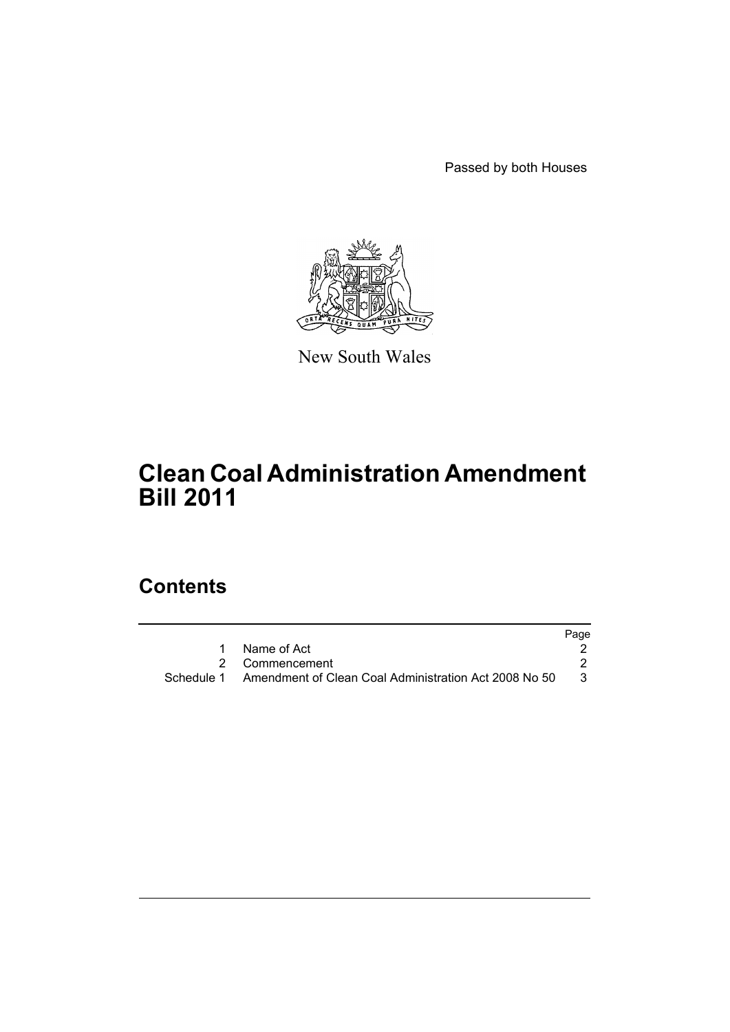Passed by both Houses

New South Wales

# Clean Coal Administration Amendment Bill 2011

## Contents

| | | Page |
|---|---|---|
| 1 | Name of Act | 2 |
| 2 | Commencement | 2 |
| Schedule 1 | Amendment of Clean Coal Administration Act 2008 No 50 | 3 |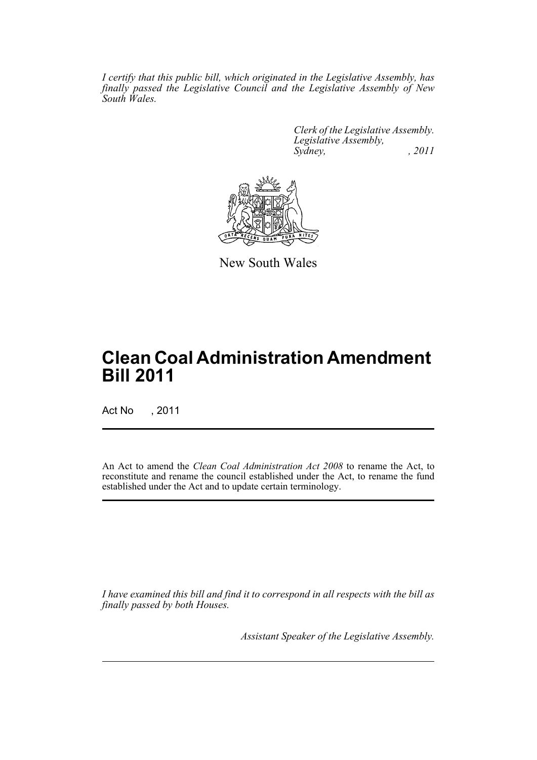*I certify that this public bill, which originated in the Legislative Assembly, has finally passed the Legislative Council and the Legislative Assembly of New South Wales.*

*Clerk of the Legislative Assembly.*
*Legislative Assembly,*
*Sydney, , 2011*

New South Wales

# Clean Coal Administration Amendment Bill 2011

Act No , 2011

An Act to amend the *Clean Coal Administration Act 2008* to rename the Act, to reconstitute and rename the council established under the Act, to rename the fund established under the Act and to update certain terminology.

*I have examined this bill and find it to correspond in all respects with the bill as finally passed by both Houses.*

*Assistant Speaker of the Legislative Assembly.*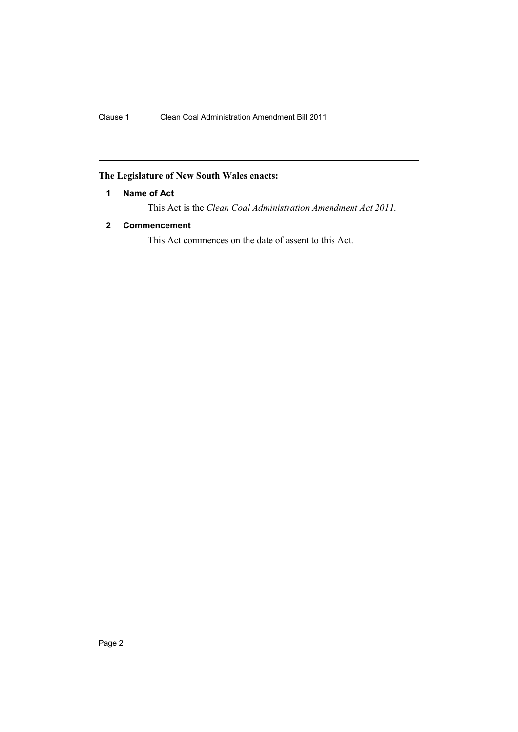**The Legislature of New South Wales enacts:**

## 1 Name of Act

This Act is the *Clean Coal Administration Amendment Act 2011*.

## 2 Commencement

This Act commences on the date of assent to this Act.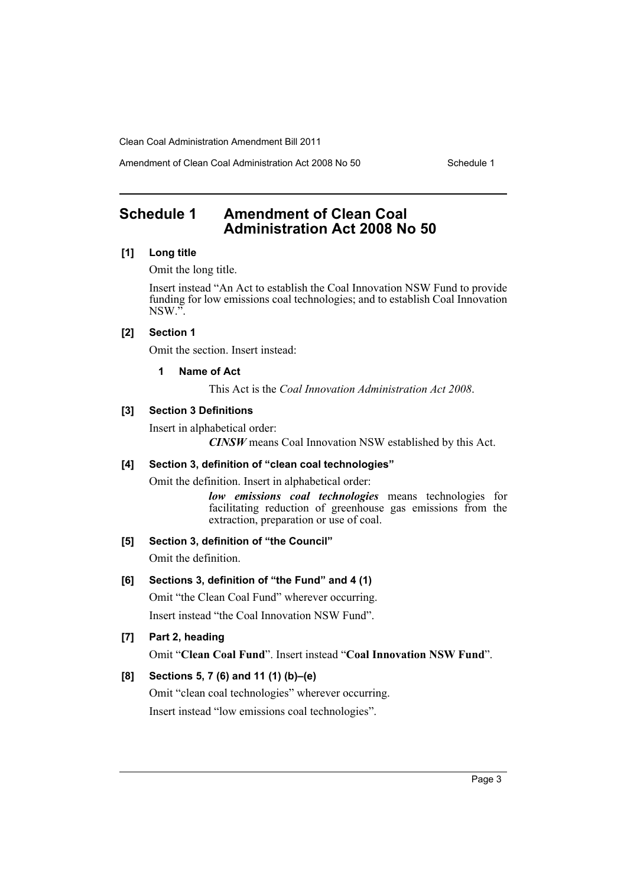## Schedule 1 Amendment of Clean Coal Administration Act 2008 No 50

**[1] Long title**

Omit the long title.

Insert instead "An Act to establish the Coal Innovation NSW Fund to provide funding for low emissions coal technologies; and to establish Coal Innovation NSW.".

**[2] Section 1**

Omit the section. Insert instead:

**1 Name of Act**

This Act is the *Coal Innovation Administration Act 2008*.

**[3] Section 3 Definitions**

Insert in alphabetical order:

***CINSW*** means Coal Innovation NSW established by this Act.

**[4] Section 3, definition of "clean coal technologies"**

Omit the definition. Insert in alphabetical order:

***low emissions coal technologies*** means technologies for facilitating reduction of greenhouse gas emissions from the extraction, preparation or use of coal.

**[5] Section 3, definition of "the Council"**

Omit the definition.

**[6] Sections 3, definition of "the Fund" and 4 (1)**

Omit "the Clean Coal Fund" wherever occurring.

Insert instead "the Coal Innovation NSW Fund".

**[7] Part 2, heading**

Omit "**Clean Coal Fund**". Insert instead "**Coal Innovation NSW Fund**".

**[8] Sections 5, 7 (6) and 11 (1) (b)–(e)**

Omit "clean coal technologies" wherever occurring.

Insert instead "low emissions coal technologies".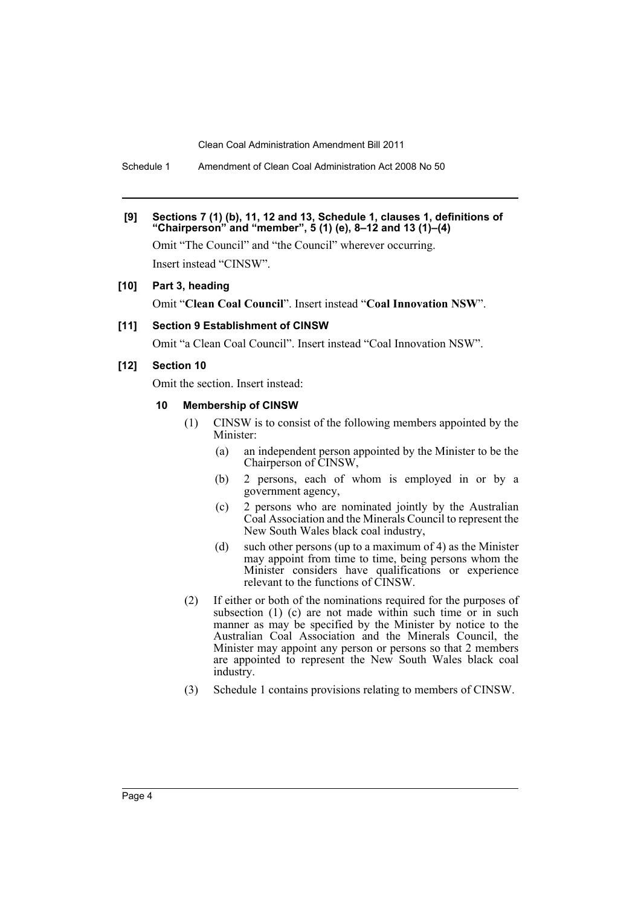**[9] Sections 7 (1) (b), 11, 12 and 13, Schedule 1, clauses 1, definitions of "Chairperson" and "member", 5 (1) (e), 8–12 and 13 (1)–(4)**

Omit "The Council" and "the Council" wherever occurring.

Insert instead "CINSW".

**[10] Part 3, heading**

Omit "**Clean Coal Council**". Insert instead "**Coal Innovation NSW**".

**[11] Section 9 Establishment of CINSW**

Omit "a Clean Coal Council". Insert instead "Coal Innovation NSW".

**[12] Section 10**

Omit the section. Insert instead:

**10 Membership of CINSW**

(1) CINSW is to consist of the following members appointed by the Minister:

- (a) an independent person appointed by the Minister to be the Chairperson of CINSW,
- (b) 2 persons, each of whom is employed in or by a government agency,
- (c) 2 persons who are nominated jointly by the Australian Coal Association and the Minerals Council to represent the New South Wales black coal industry,
- (d) such other persons (up to a maximum of 4) as the Minister may appoint from time to time, being persons whom the Minister considers have qualifications or experience relevant to the functions of CINSW.

(2) If either or both of the nominations required for the purposes of subsection (1) (c) are not made within such time or in such manner as may be specified by the Minister by notice to the Australian Coal Association and the Minerals Council, the Minister may appoint any person or persons so that 2 members are appointed to represent the New South Wales black coal industry.

(3) Schedule 1 contains provisions relating to members of CINSW.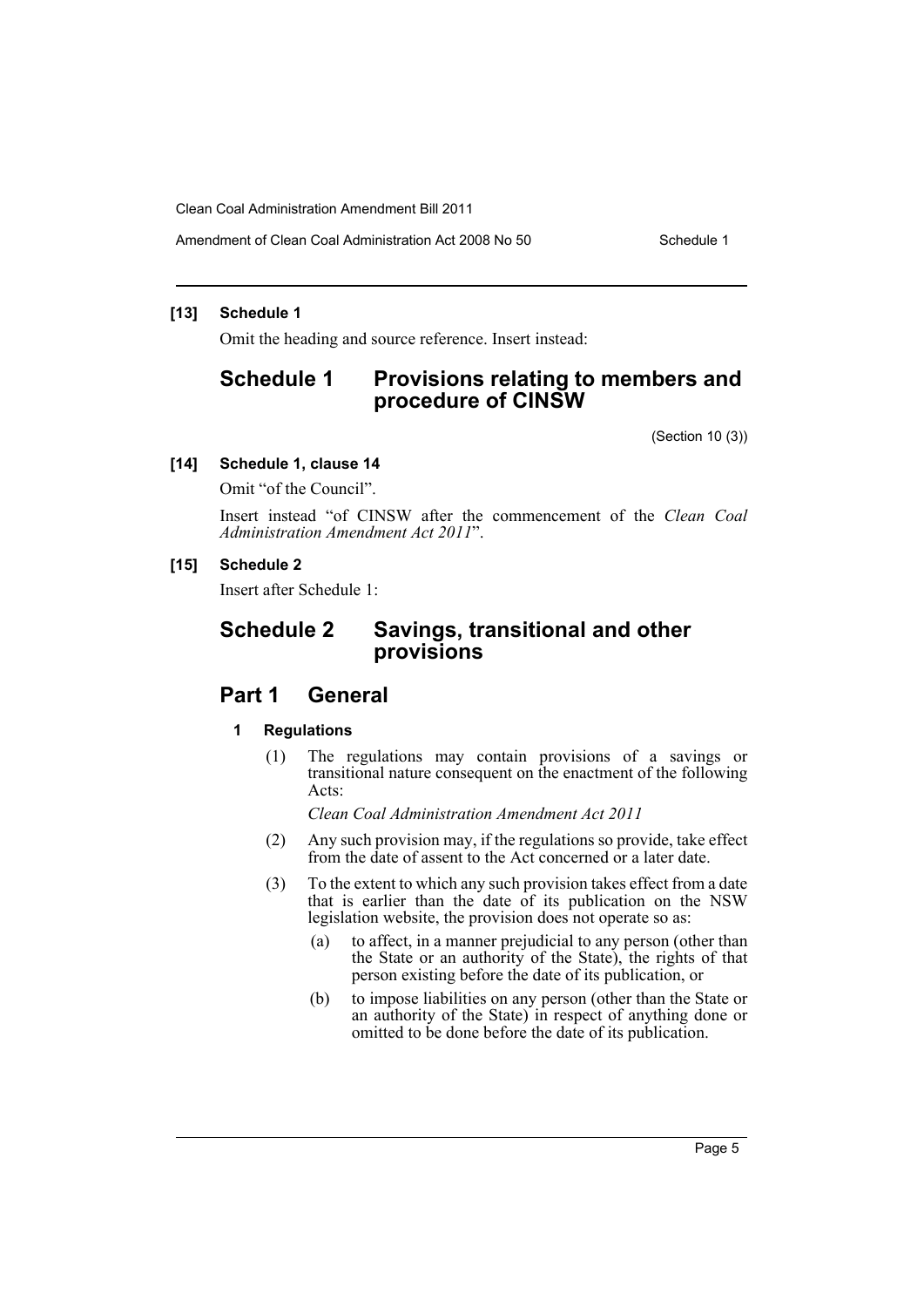**[13] Schedule 1**

Omit the heading and source reference. Insert instead:

## Schedule 1 Provisions relating to members and procedure of CINSW

(Section 10 (3))

**[14] Schedule 1, clause 14**

Omit "of the Council".

Insert instead "of CINSW after the commencement of the *Clean Coal Administration Amendment Act 2011*".

**[15] Schedule 2**

Insert after Schedule 1:

## Schedule 2 Savings, transitional and other provisions

## Part 1 General

### 1 Regulations

(1) The regulations may contain provisions of a savings or transitional nature consequent on the enactment of the following Acts:

*Clean Coal Administration Amendment Act 2011*

(2) Any such provision may, if the regulations so provide, take effect from the date of assent to the Act concerned or a later date.

(3) To the extent to which any such provision takes effect from a date that is earlier than the date of its publication on the NSW legislation website, the provision does not operate so as:

(a) to affect, in a manner prejudicial to any person (other than the State or an authority of the State), the rights of that person existing before the date of its publication, or

(b) to impose liabilities on any person (other than the State or an authority of the State) in respect of anything done or omitted to be done before the date of its publication.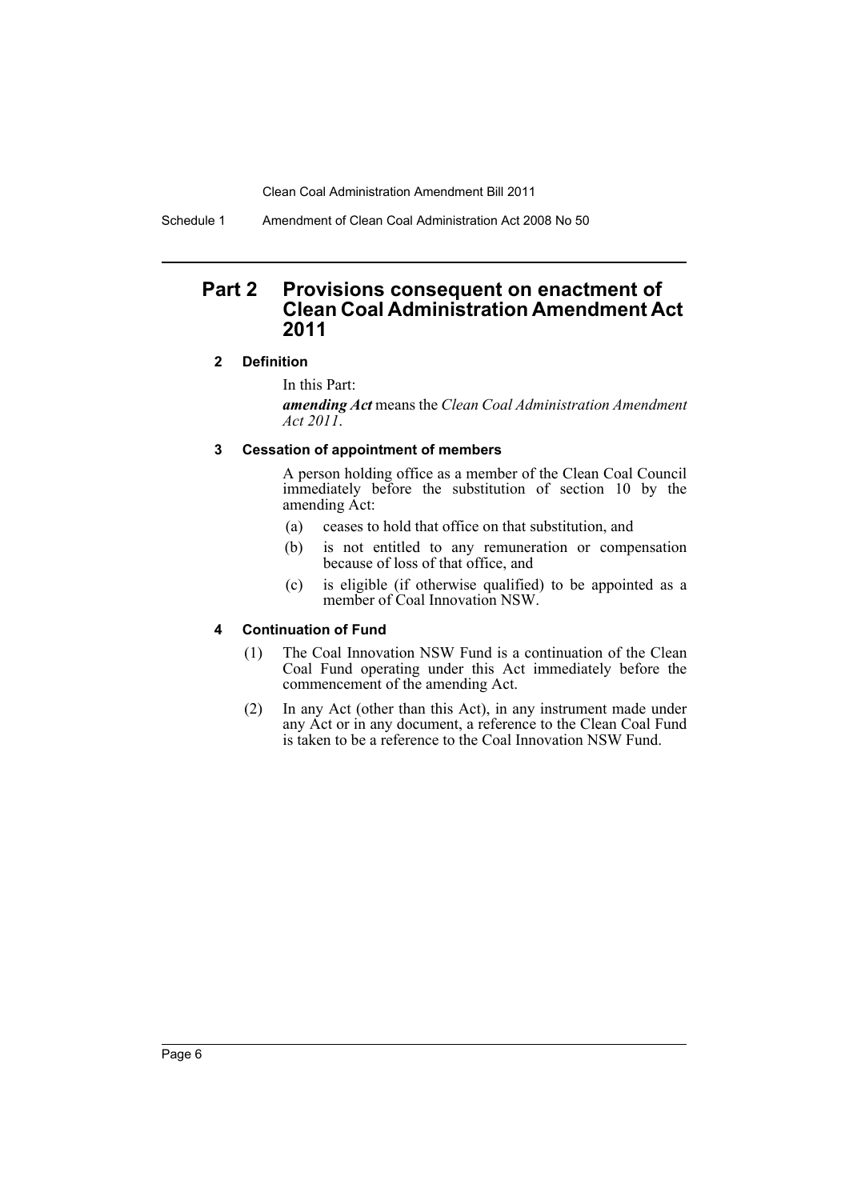## Part 2 Provisions consequent on enactment of Clean Coal Administration Amendment Act 2011

### 2 Definition

In this Part:

***amending Act*** means the *Clean Coal Administration Amendment Act 2011*.

### 3 Cessation of appointment of members

A person holding office as a member of the Clean Coal Council immediately before the substitution of section 10 by the amending Act:

(a) ceases to hold that office on that substitution, and

(b) is not entitled to any remuneration or compensation because of loss of that office, and

(c) is eligible (if otherwise qualified) to be appointed as a member of Coal Innovation NSW.

### 4 Continuation of Fund

(1) The Coal Innovation NSW Fund is a continuation of the Clean Coal Fund operating under this Act immediately before the commencement of the amending Act.

(2) In any Act (other than this Act), in any instrument made under any Act or in any document, a reference to the Clean Coal Fund is taken to be a reference to the Coal Innovation NSW Fund.